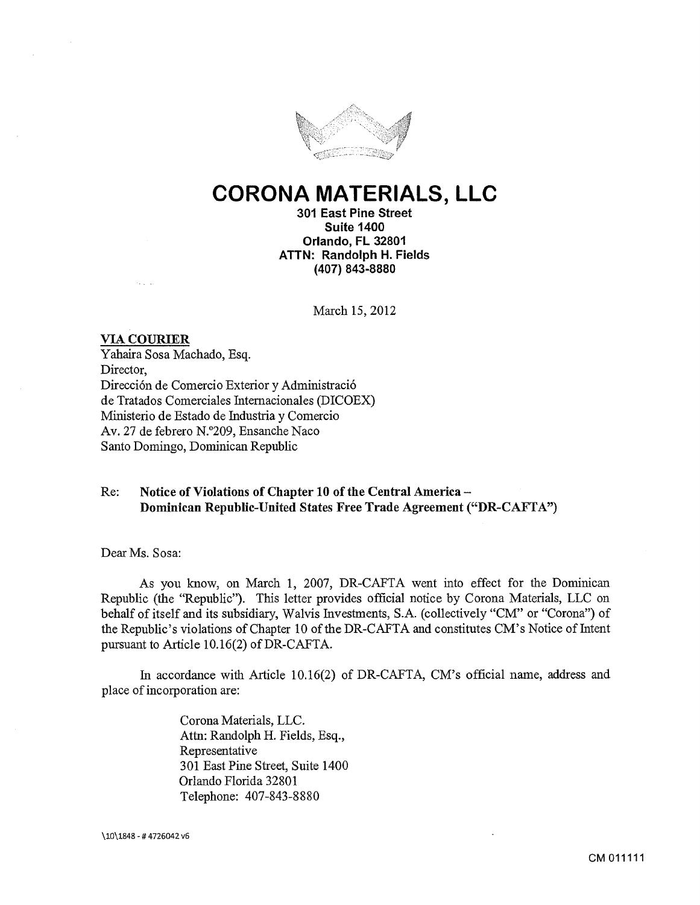# CORONA MATERIALS, LLC

**301 East Pine Street**
**Suite 1400**
**Orlando, FL 32801**
**ATTN: Randolph H. Fields**
**(407) 843-8880**

March 15, 2012

**VIA COURIER**
Yahaira Sosa Machado, Esq.
Director,
Dirección de Comercio Exterior y Administració
de Tratados Comerciales Internacionales (DICOEX)
Ministerio de Estado de Industria y Comercio
Av. 27 de febrero N.°209, Ensanche Naco
Santo Domingo, Dominican Republic

Re: **Notice of Violations of Chapter 10 of the Central America – Dominican Republic-United States Free Trade Agreement ("DR-CAFTA")**

Dear Ms. Sosa:

As you know, on March 1, 2007, DR-CAFTA went into effect for the Dominican Republic (the "Republic"). This letter provides official notice by Corona Materials, LLC on behalf of itself and its subsidiary, Walvis Investments, S.A. (collectively "CM" or "Corona") of the Republic's violations of Chapter 10 of the DR-CAFTA and constitutes CM's Notice of Intent pursuant to Article 10.16(2) of DR-CAFTA.

In accordance with Article 10.16(2) of DR-CAFTA, CM's official name, address and place of incorporation are:

> Corona Materials, LLC.
> Attn: Randolph H. Fields, Esq.,
> Representative
> 301 East Pine Street, Suite 1400
> Orlando Florida 32801
> Telephone: 407-843-8880

\10\1848 - # 4726042 v6

CM 011111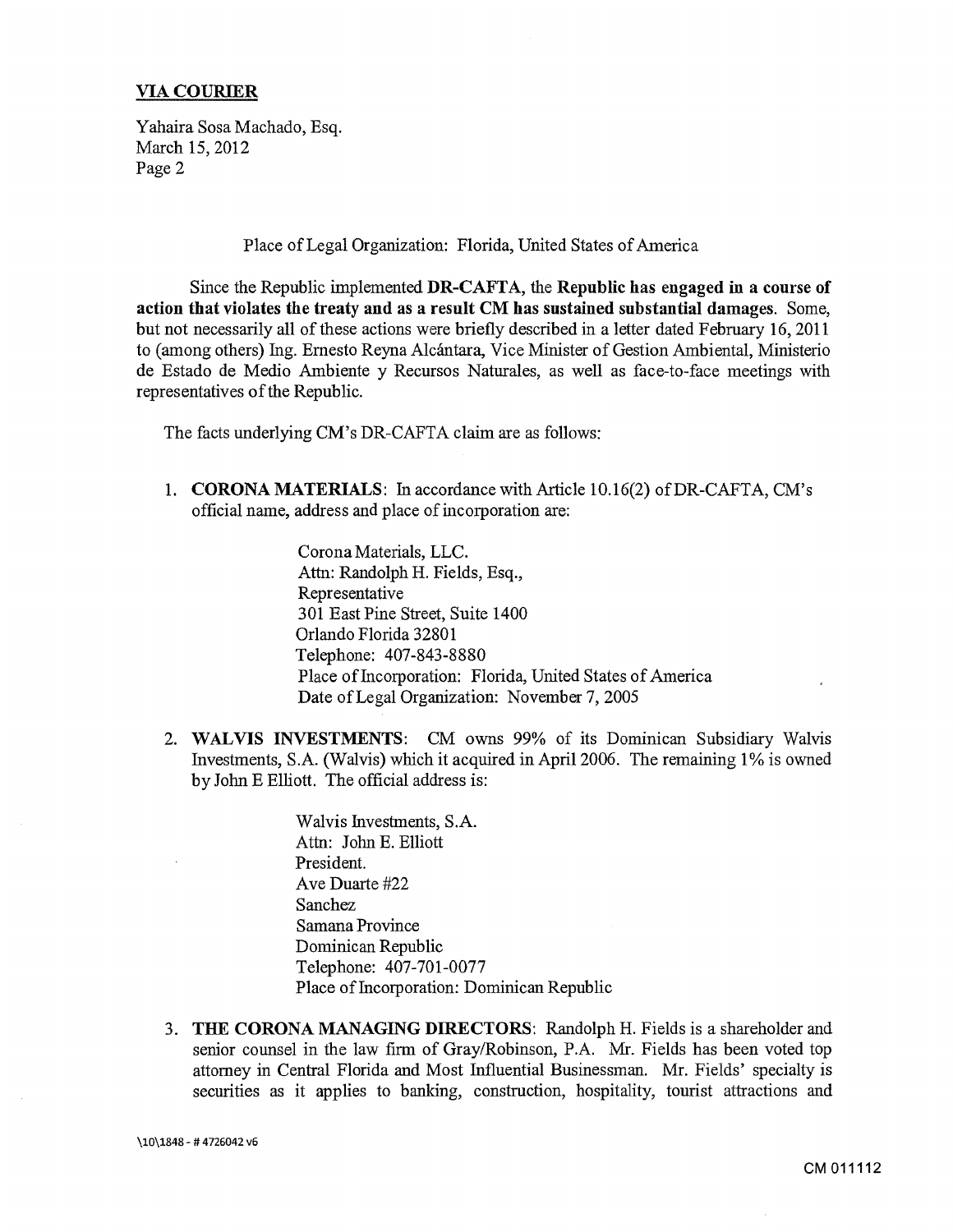Place of Legal Organization: Florida, United States of America

Since the Republic implemented **DR-CAFTA**, the **Republic has engaged in a course of action that violates the treaty and as a result CM has sustained substantial damages**. Some, but not necessarily all of these actions were briefly described in a letter dated February 16, 2011 to (among others) Ing. Ernesto Reyna Alcántara, Vice Minister of Gestion Ambiental, Ministerio de Estado de Medio Ambiente y Recursos Naturales, as well as face-to-face meetings with representatives of the Republic.

The facts underlying CM's DR-CAFTA claim are as follows:

1. **CORONA MATERIALS**: In accordance with Article 10.16(2) of DR-CAFTA, CM's official name, address and place of incorporation are:

   Corona Materials, LLC.
   Attn: Randolph H. Fields, Esq.,
   Representative
   301 East Pine Street, Suite 1400
   Orlando Florida 32801
   Telephone: 407-843-8880
   Place of Incorporation: Florida, United States of America
   Date of Legal Organization: November 7, 2005

2. **WALVIS INVESTMENTS**: CM owns 99% of its Dominican Subsidiary Walvis Investments, S.A. (Walvis) which it acquired in April 2006. The remaining 1% is owned by John E Elliott. The official address is:

   Walvis Investments, S.A.
   Attn: John E. Elliott
   President.
   Ave Duarte #22
   Sanchez
   Samana Province
   Dominican Republic
   Telephone: 407-701-0077
   Place of Incorporation: Dominican Republic

3. **THE CORONA MANAGING DIRECTORS**: Randolph H. Fields is a shareholder and senior counsel in the law firm of Gray/Robinson, P.A. Mr. Fields has been voted top attorney in Central Florida and Most Influential Businessman. Mr. Fields' specialty is securities as it applies to banking, construction, hospitality, tourist attractions and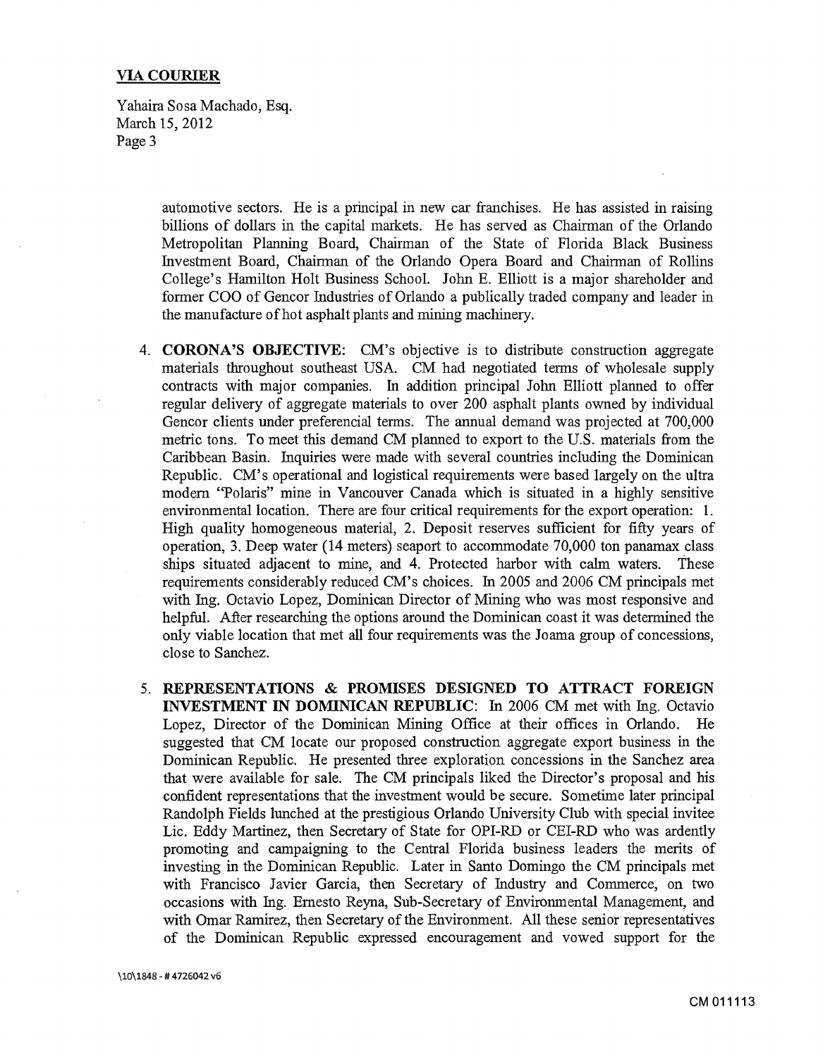automotive sectors. He is a principal in new car franchises. He has assisted in raising billions of dollars in the capital markets. He has served as Chairman of the Orlando Metropolitan Planning Board, Chairman of the State of Florida Black Business Investment Board, Chairman of the Orlando Opera Board and Chairman of Rollins College's Hamilton Holt Business School. John E. Elliott is a major shareholder and former COO of Gencor Industries of Orlando a publically traded company and leader in the manufacture of hot asphalt plants and mining machinery.

4. **CORONA'S OBJECTIVE:** CM's objective is to distribute construction aggregate materials throughout southeast USA. CM had negotiated terms of wholesale supply contracts with major companies. In addition principal John Elliott planned to offer regular delivery of aggregate materials to over 200 asphalt plants owned by individual Gencor clients under preferencial terms. The annual demand was projected at 700,000 metric tons. To meet this demand CM planned to export to the U.S. materials from the Caribbean Basin. Inquiries were made with several countries including the Dominican Republic. CM's operational and logistical requirements were based largely on the ultra modern "Polaris" mine in Vancouver Canada which is situated in a highly sensitive environmental location. There are four critical requirements for the export operation: 1. High quality homogeneous material, 2. Deposit reserves sufficient for fifty years of operation, 3. Deep water (14 meters) seaport to accommodate 70,000 ton panamax class ships situated adjacent to mine, and 4. Protected harbor with calm waters. These requirements considerably reduced CM's choices. In 2005 and 2006 CM principals met with Ing. Octavio Lopez, Dominican Director of Mining who was most responsive and helpful. After researching the options around the Dominican coast it was determined the only viable location that met all four requirements was the Joama group of concessions, close to Sanchez.

5. **REPRESENTATIONS & PROMISES DESIGNED TO ATTRACT FOREIGN INVESTMENT IN DOMINICAN REPUBLIC:** In 2006 CM met with Ing. Octavio Lopez, Director of the Dominican Mining Office at their offices in Orlando. He suggested that CM locate our proposed construction aggregate export business in the Dominican Republic. He presented three exploration concessions in the Sanchez area that were available for sale. The CM principals liked the Director's proposal and his confident representations that the investment would be secure. Sometime later principal Randolph Fields lunched at the prestigious Orlando University Club with special invitee Lic. Eddy Martinez, then Secretary of State for OPI-RD or CEI-RD who was ardently promoting and campaigning to the Central Florida business leaders the merits of investing in the Dominican Republic. Later in Santo Domingo the CM principals met with Francisco Javier Garcia, then Secretary of Industry and Commerce, on two occasions with Ing. Ernesto Reyna, Sub-Secretary of Environmental Management, and with Omar Ramirez, then Secretary of the Environment. All these senior representatives of the Dominican Republic expressed encouragement and vowed support for the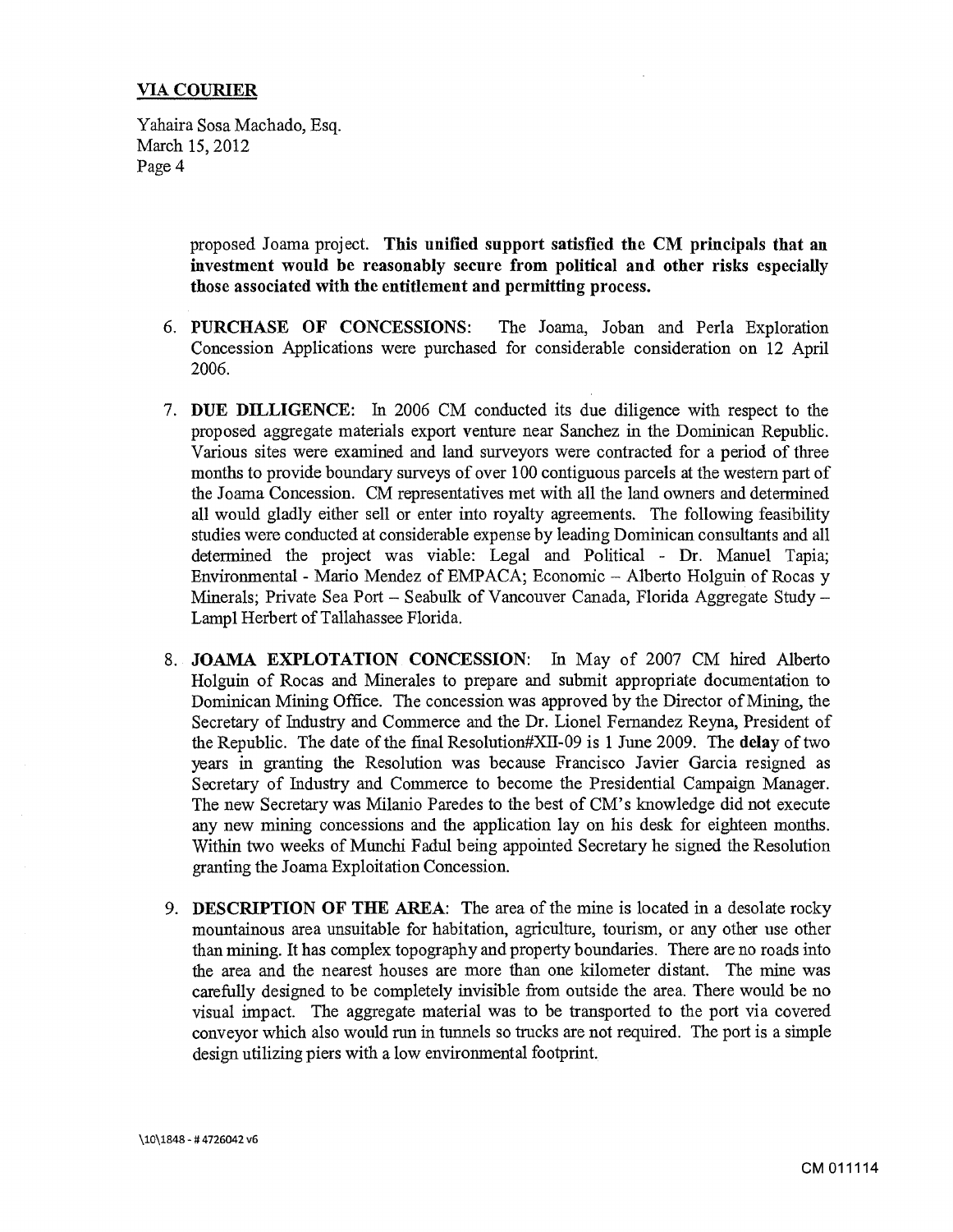proposed Joama project. **This unified support satisfied the CM principals that an investment would be reasonably secure from political and other risks especially those associated with the entitlement and permitting process.**

6. **PURCHASE OF CONCESSIONS:** The Joama, Joban and Perla Exploration Concession Applications were purchased for considerable consideration on 12 April 2006.

7. **DUE DILLIGENCE:** In 2006 CM conducted its due diligence with respect to the proposed aggregate materials export venture near Sanchez in the Dominican Republic. Various sites were examined and land surveyors were contracted for a period of three months to provide boundary surveys of over 100 contiguous parcels at the western part of the Joama Concession. CM representatives met with all the land owners and determined all would gladly either sell or enter into royalty agreements. The following feasibility studies were conducted at considerable expense by leading Dominican consultants and all determined the project was viable: Legal and Political - Dr. Manuel Tapia; Environmental - Mario Mendez of EMPACA; Economic – Alberto Holguin of Rocas y Minerals; Private Sea Port – Seabulk of Vancouver Canada, Florida Aggregate Study – Lampl Herbert of Tallahassee Florida.

8. **JOAMA EXPLOTATION CONCESSION:** In May of 2007 CM hired Alberto Holguin of Rocas and Minerales to prepare and submit appropriate documentation to Dominican Mining Office. The concession was approved by the Director of Mining, the Secretary of Industry and Commerce and the Dr. Lionel Fernandez Reyna, President of the Republic. The date of the final Resolution#XII-09 is 1 June 2009. The **delay** of two years in granting the Resolution was because Francisco Javier Garcia resigned as Secretary of Industry and Commerce to become the Presidential Campaign Manager. The new Secretary was Milanio Paredes to the best of CM's knowledge did not execute any new mining concessions and the application lay on his desk for eighteen months. Within two weeks of Munchi Fadul being appointed Secretary he signed the Resolution granting the Joama Exploitation Concession.

9. **DESCRIPTION OF THE AREA:** The area of the mine is located in a desolate rocky mountainous area unsuitable for habitation, agriculture, tourism, or any other use other than mining. It has complex topography and property boundaries. There are no roads into the area and the nearest houses are more than one kilometer distant. The mine was carefully designed to be completely invisible from outside the area. There would be no visual impact. The aggregate material was to be transported to the port via covered conveyor which also would run in tunnels so trucks are not required. The port is a simple design utilizing piers with a low environmental footprint.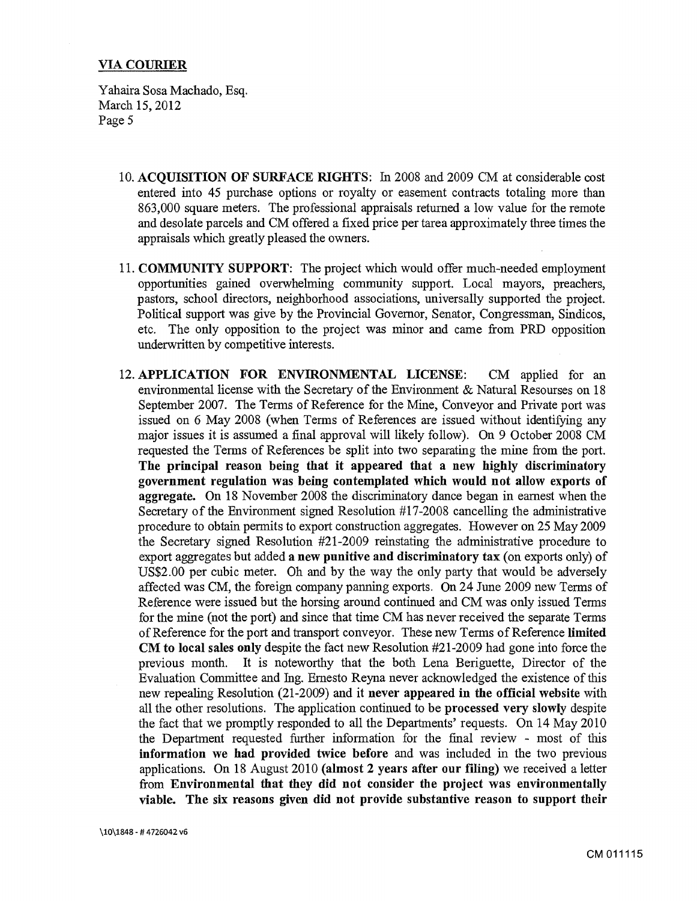**VIA COURIER**

Yahaira Sosa Machado, Esq.
March 15, 2012
Page 5

10. **ACQUISITION OF SURFACE RIGHTS**: In 2008 and 2009 CM at considerable cost entered into 45 purchase options or royalty or easement contracts totaling more than 863,000 square meters. The professional appraisals returned a low value for the remote and desolate parcels and CM offered a fixed price per tarea approximately three times the appraisals which greatly pleased the owners.

11. **COMMUNITY SUPPORT**: The project which would offer much-needed employment opportunities gained overwhelming community support. Local mayors, preachers, pastors, school directors, neighborhood associations, universally supported the project. Political support was give by the Provincial Governor, Senator, Congressman, Sindicos, etc. The only opposition to the project was minor and came from PRD opposition underwritten by competitive interests.

12. **APPLICATION FOR ENVIRONMENTAL LICENSE**: CM applied for an environmental license with the Secretary of the Environment & Natural Resourses on 18 September 2007. The Terms of Reference for the Mine, Conveyor and Private port was issued on 6 May 2008 (when Terms of References are issued without identifying any major issues it is assumed a final approval will likely follow). On 9 October 2008 CM requested the Terms of References be split into two separating the mine from the port. **The principal reason being that it appeared that a new highly discriminatory government regulation was being contemplated which would not allow exports of aggregate.** On 18 November 2008 the discriminatory dance began in earnest when the Secretary of the Environment signed Resolution #17-2008 cancelling the administrative procedure to obtain permits to export construction aggregates. However on 25 May 2009 the Secretary signed Resolution #21-2009 reinstating the administrative procedure to export aggregates but added **a new punitive and discriminatory tax** (on exports only) of US$2.00 per cubic meter. Oh and by the way the only party that would be adversely affected was CM, the foreign company panning exports. On 24 June 2009 new Terms of Reference were issued but the horsing around continued and CM was only issued Terms for the mine (not the port) and since that time CM has never received the separate Terms of Reference for the port and transport conveyor. These new Terms of Reference **limited CM to local sales only** despite the fact new Resolution #21-2009 had gone into force the previous month. It is noteworthy that the both Lena Beriguette, Director of the Evaluation Committee and Ing. Ernesto Reyna never acknowledged the existence of this new repealing Resolution (21-2009) and it **never appeared in the official website** with all the other resolutions. The application continued to be **processed very slowly** despite the fact that we promptly responded to all the Departments' requests. On 14 May 2010 the Department requested further information for the final review - most of this **information we had provided twice before** and was included in the two previous applications. On 18 August 2010 **(almost 2 years after our filing)** we received a letter from **Environmental that they did not consider the project was environmentally viable. The six reasons given did not provide substantive reason to support their**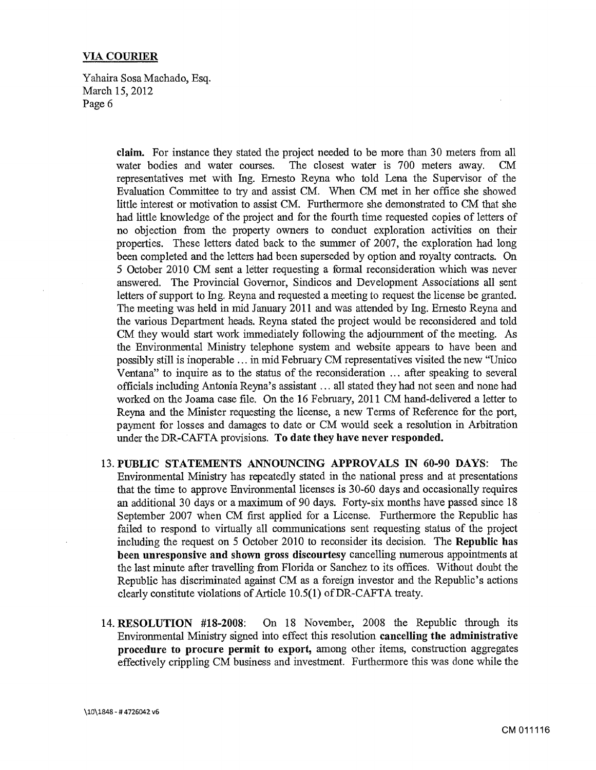**claim.** For instance they stated the project needed to be more than 30 meters from all water bodies and water courses. The closest water is 700 meters away. CM representatives met with Ing. Ernesto Reyna who told Lena the Supervisor of the Evaluation Committee to try and assist CM. When CM met in her office she showed little interest or motivation to assist CM. Furthermore she demonstrated to CM that she had little knowledge of the project and for the fourth time requested copies of letters of no objection from the property owners to conduct exploration activities on their properties. These letters dated back to the summer of 2007, the exploration had long been completed and the letters had been superseded by option and royalty contracts. On 5 October 2010 CM sent a letter requesting a formal reconsideration which was never answered. The Provincial Governor, Sindicos and Development Associations all sent letters of support to Ing. Reyna and requested a meeting to request the license be granted. The meeting was held in mid January 2011 and was attended by Ing. Ernesto Reyna and the various Department heads. Reyna stated the project would be reconsidered and told CM they would start work immediately following the adjournment of the meeting. As the Environmental Ministry telephone system and website appears to have been and possibly still is inoperable ... in mid February CM representatives visited the new "Unico Ventana" to inquire as to the status of the reconsideration ... after speaking to several officials including Antonia Reyna's assistant ... all stated they had not seen and none had worked on the Joama case file. On the 16 February, 2011 CM hand-delivered a letter to Reyna and the Minister requesting the license, a new Terms of Reference for the port, payment for losses and damages to date or CM would seek a resolution in Arbitration under the DR-CAFTA provisions. **To date they have never responded.**

13. **PUBLIC STATEMENTS ANNOUNCING APPROVALS IN 60-90 DAYS**: The Environmental Ministry has repeatedly stated in the national press and at presentations that the time to approve Environmental licenses is 30-60 days and occasionally requires an additional 30 days or a maximum of 90 days. Forty-six months have passed since 18 September 2007 when CM first applied for a License. Furthermore the Republic has failed to respond to virtually all communications sent requesting status of the project including the request on 5 October 2010 to reconsider its decision. The **Republic has been unresponsive and shown gross discourtesy** cancelling numerous appointments at the last minute after travelling from Florida or Sanchez to its offices. Without doubt the Republic has discriminated against CM as a foreign investor and the Republic's actions clearly constitute violations of Article 10.5(1) of DR-CAFTA treaty.

14. **RESOLUTION #18-2008**: On 18 November, 2008 the Republic through its Environmental Ministry signed into effect this resolution **cancelling the administrative procedure to procure permit to export,** among other items, construction aggregates effectively crippling CM business and investment. Furthermore this was done while the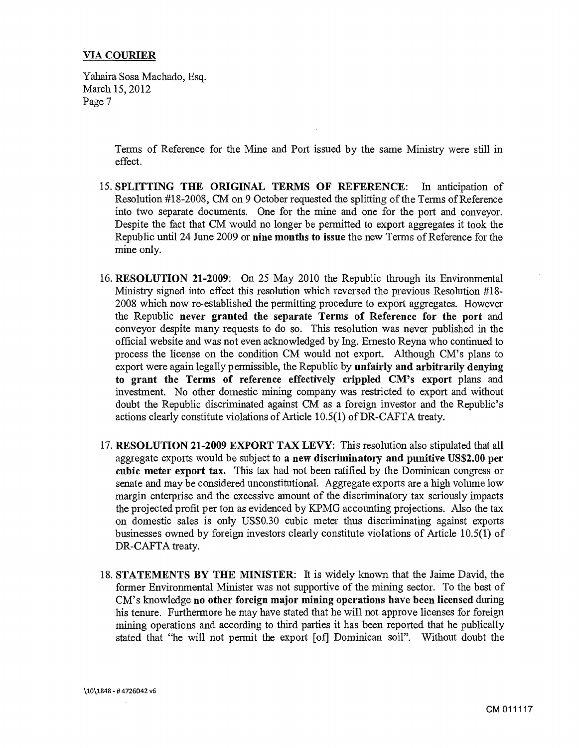Terms of Reference for the Mine and Port issued by the same Ministry were still in effect.

15. **SPLITTING THE ORIGINAL TERMS OF REFERENCE**: In anticipation of Resolution #18-2008, CM on 9 October requested the splitting of the Terms of Reference into two separate documents. One for the mine and one for the port and conveyor. Despite the fact that CM would no longer be permitted to export aggregates it took the Republic until 24 June 2009 or **nine months to issue** the new Terms of Reference for the mine only.

16. **RESOLUTION 21-2009**: On 25 May 2010 the Republic through its Environmental Ministry signed into effect this resolution which reversed the previous Resolution #18-2008 which now re-established the permitting procedure to export aggregates. However the Republic **never granted the separate Terms of Reference for the port** and conveyor despite many requests to do so. This resolution was never published in the official website and was not even acknowledged by Ing. Ernesto Reyna who continued to process the license on the condition CM would not export. Although CM's plans to export were again legally permissible, the Republic by **unfairly and arbitrarily denying to grant the Terms of reference effectively crippled CM's export** plans and investment. No other domestic mining company was restricted to export and without doubt the Republic discriminated against CM as a foreign investor and the Republic's actions clearly constitute violations of Article 10.5(1) of DR-CAFTA treaty.

17. **RESOLUTION 21-2009 EXPORT TAX LEVY**: This resolution also stipulated that all aggregate exports would be subject to **a new discriminatory and punitive US$2.00 per cubic meter export tax.** This tax had not been ratified by the Dominican congress or senate and may be considered unconstitutional. Aggregate exports are a high volume low margin enterprise and the excessive amount of the discriminatory tax seriously impacts the projected profit per ton as evidenced by KPMG accounting projections. Also the tax on domestic sales is only US$0.30 cubic meter thus discriminating against exports businesses owned by foreign investors clearly constitute violations of Article 10.5(1) of DR-CAFTA treaty.

18. **STATEMENTS BY THE MINISTER**: It is widely known that the Jaime David, the former Environmental Minister was not supportive of the mining sector. To the best of CM's knowledge **no other foreign major mining operations have been licensed** during his tenure. Furthermore he may have stated that he will not approve licenses for foreign mining operations and according to third parties it has been reported that he publically stated that "he will not permit the export [of] Dominican soil". Without doubt the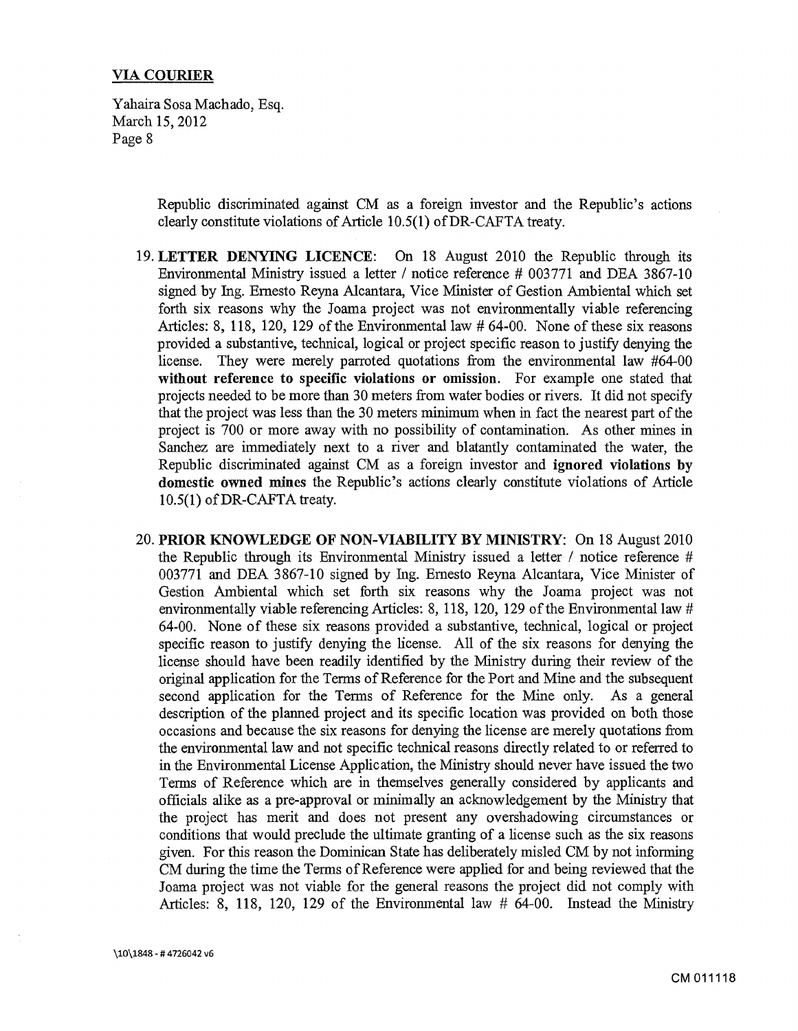Republic discriminated against CM as a foreign investor and the Republic's actions clearly constitute violations of Article 10.5(1) of DR-CAFTA treaty.

19. **LETTER DENYING LICENCE**: On 18 August 2010 the Republic through its Environmental Ministry issued a letter / notice reference # 003771 and DEA 3867-10 signed by Ing. Ernesto Reyna Alcantara, Vice Minister of Gestion Ambiental which set forth six reasons why the Joama project was not environmentally viable referencing Articles: 8, 118, 120, 129 of the Environmental law # 64-00. None of these six reasons provided a substantive, technical, logical or project specific reason to justify denying the license. They were merely parroted quotations from the environmental law #64-00 **without reference to specific violations or omission**. For example one stated that projects needed to be more than 30 meters from water bodies or rivers. It did not specify that the project was less than the 30 meters minimum when in fact the nearest part of the project is 700 or more away with no possibility of contamination. As other mines in Sanchez are immediately next to a river and blatantly contaminated the water, the Republic discriminated against CM as a foreign investor and **ignored violations by domestic owned mines** the Republic's actions clearly constitute violations of Article 10.5(1) of DR-CAFTA treaty.

20. **PRIOR KNOWLEDGE OF NON-VIABILITY BY MINISTRY**: On 18 August 2010 the Republic through its Environmental Ministry issued a letter / notice reference # 003771 and DEA 3867-10 signed by Ing. Ernesto Reyna Alcantara, Vice Minister of Gestion Ambiental which set forth six reasons why the Joama project was not environmentally viable referencing Articles: 8, 118, 120, 129 of the Environmental law # 64-00. None of these six reasons provided a substantive, technical, logical or project specific reason to justify denying the license. All of the six reasons for denying the license should have been readily identified by the Ministry during their review of the original application for the Terms of Reference for the Port and Mine and the subsequent second application for the Terms of Reference for the Mine only. As a general description of the planned project and its specific location was provided on both those occasions and because the six reasons for denying the license are merely quotations from the environmental law and not specific technical reasons directly related to or referred to in the Environmental License Application, the Ministry should never have issued the two Terms of Reference which are in themselves generally considered by applicants and officials alike as a pre-approval or minimally an acknowledgement by the Ministry that the project has merit and does not present any overshadowing circumstances or conditions that would preclude the ultimate granting of a license such as the six reasons given. For this reason the Dominican State has deliberately misled CM by not informing CM during the time the Terms of Reference were applied for and being reviewed that the Joama project was not viable for the general reasons the project did not comply with Articles: 8, 118, 120, 129 of the Environmental law # 64-00. Instead the Ministry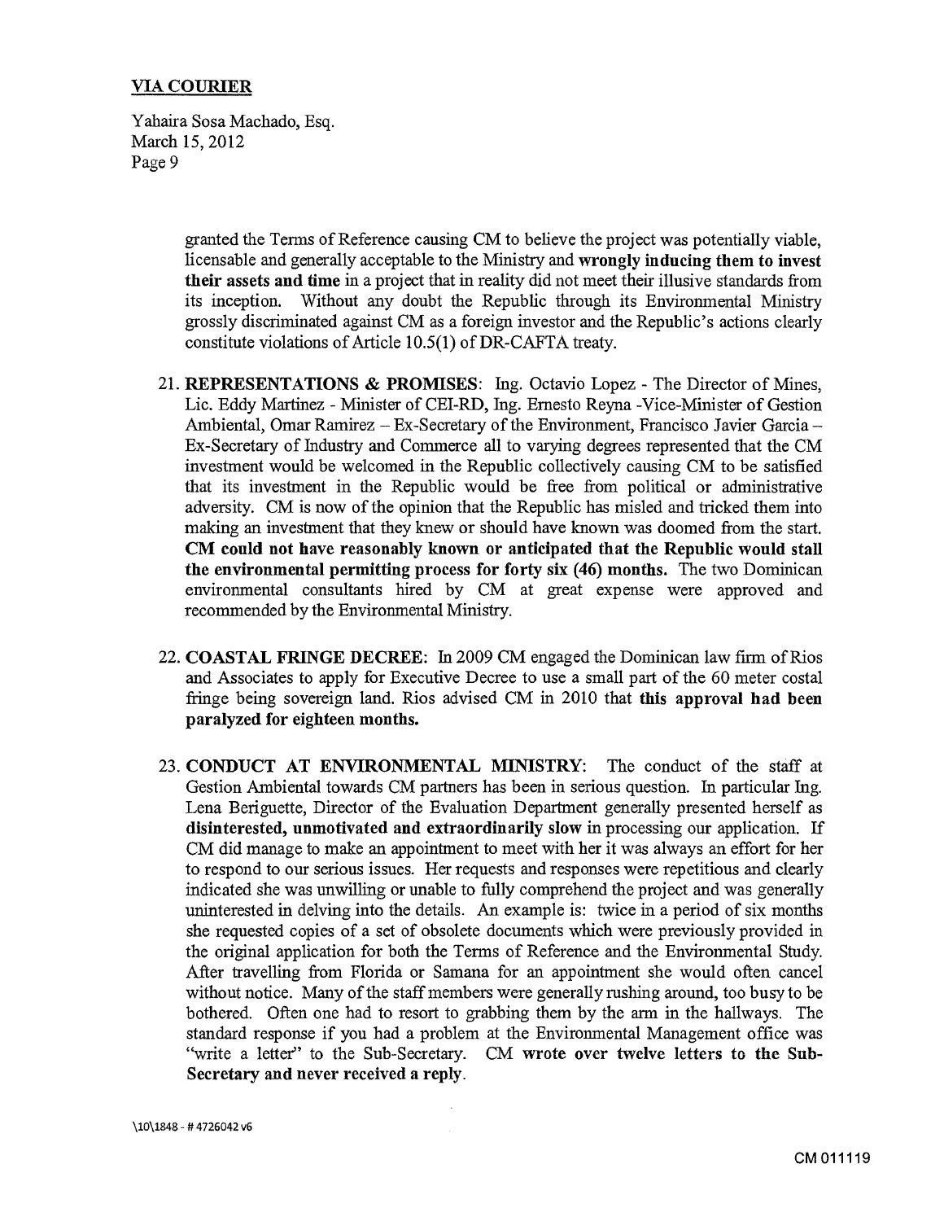granted the Terms of Reference causing CM to believe the project was potentially viable, licensable and generally acceptable to the Ministry and **wrongly inducing them to invest their assets and time** in a project that in reality did not meet their illusive standards from its inception. Without any doubt the Republic through its Environmental Ministry grossly discriminated against CM as a foreign investor and the Republic's actions clearly constitute violations of Article 10.5(1) of DR-CAFTA treaty.

21. **REPRESENTATIONS & PROMISES**: Ing. Octavio Lopez - The Director of Mines, Lic. Eddy Martinez - Minister of CEI-RD, Ing. Ernesto Reyna -Vice-Minister of Gestion Ambiental, Omar Ramirez – Ex-Secretary of the Environment, Francisco Javier Garcia – Ex-Secretary of Industry and Commerce all to varying degrees represented that the CM investment would be welcomed in the Republic collectively causing CM to be satisfied that its investment in the Republic would be free from political or administrative adversity. CM is now of the opinion that the Republic has misled and tricked them into making an investment that they knew or should have known was doomed from the start. **CM could not have reasonably known or anticipated that the Republic would stall the environmental permitting process for forty six (46) months.** The two Dominican environmental consultants hired by CM at great expense were approved and recommended by the Environmental Ministry.

22. **COASTAL FRINGE DECREE**: In 2009 CM engaged the Dominican law firm of Rios and Associates to apply for Executive Decree to use a small part of the 60 meter costal fringe being sovereign land. Rios advised CM in 2010 that **this approval had been paralyzed for eighteen months.**

23. **CONDUCT AT ENVIRONMENTAL MINISTRY**: The conduct of the staff at Gestion Ambiental towards CM partners has been in serious question. In particular Ing. Lena Beriguette, Director of the Evaluation Department generally presented herself as **disinterested, unmotivated and extraordinarily slow** in processing our application. If CM did manage to make an appointment to meet with her it was always an effort for her to respond to our serious issues. Her requests and responses were repetitious and clearly indicated she was unwilling or unable to fully comprehend the project and was generally uninterested in delving into the details. An example is: twice in a period of six months she requested copies of a set of obsolete documents which were previously provided in the original application for both the Terms of Reference and the Environmental Study. After travelling from Florida or Samana for an appointment she would often cancel without notice. Many of the staff members were generally rushing around, too busy to be bothered. Often one had to resort to grabbing them by the arm in the hallways. The standard response if you had a problem at the Environmental Management office was "write a letter" to the Sub-Secretary. CM **wrote over twelve letters to the Sub-Secretary and never received a reply**.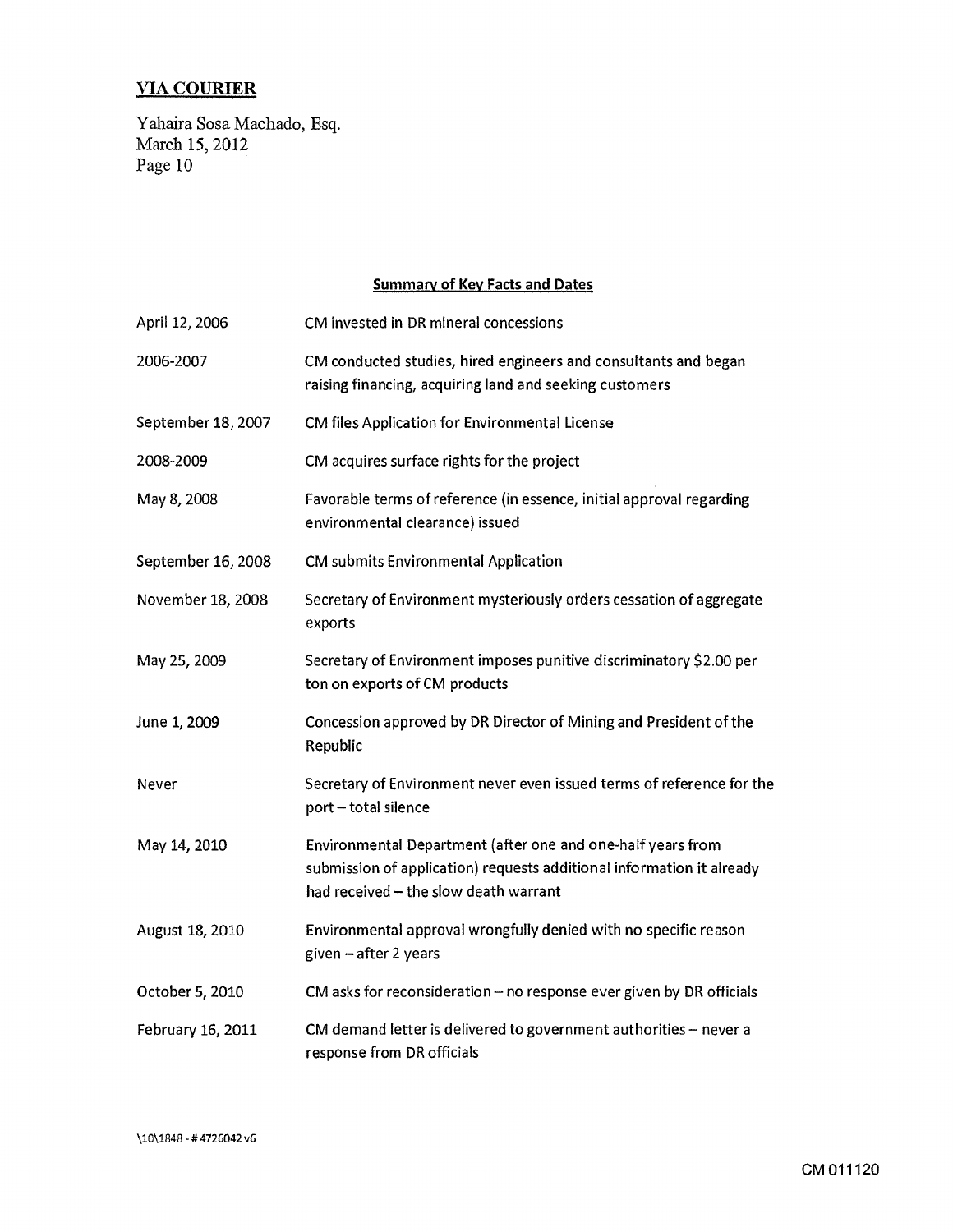**VIA COURIER**

Yahaira Sosa Machado, Esq.
March 15, 2012

**Summary of Key Facts and Dates**

| | |
|---|---|
| April 12, 2006 | CM invested in DR mineral concessions |
| 2006-2007 | CM conducted studies, hired engineers and consultants and began raising financing, acquiring land and seeking customers |
| September 18, 2007 | CM files Application for Environmental License |
| 2008-2009 | CM acquires surface rights for the project |
| May 8, 2008 | Favorable terms of reference (in essence, initial approval regarding environmental clearance) issued |
| September 16, 2008 | CM submits Environmental Application |
| November 18, 2008 | Secretary of Environment mysteriously orders cessation of aggregate exports |
| May 25, 2009 | Secretary of Environment imposes punitive discriminatory $2.00 per ton on exports of CM products |
| June 1, 2009 | Concession approved by DR Director of Mining and President of the Republic |
| Never | Secretary of Environment never even issued terms of reference for the port – total silence |
| May 14, 2010 | Environmental Department (after one and one-half years from submission of application) requests additional information it already had received – the slow death warrant |
| August 18, 2010 | Environmental approval wrongfully denied with no specific reason given – after 2 years |
| October 5, 2010 | CM asks for reconsideration – no response ever given by DR officials |
| February 16, 2011 | CM demand letter is delivered to government authorities – never a response from DR officials |

\10\1848 - # 4726042 v6

CM 011120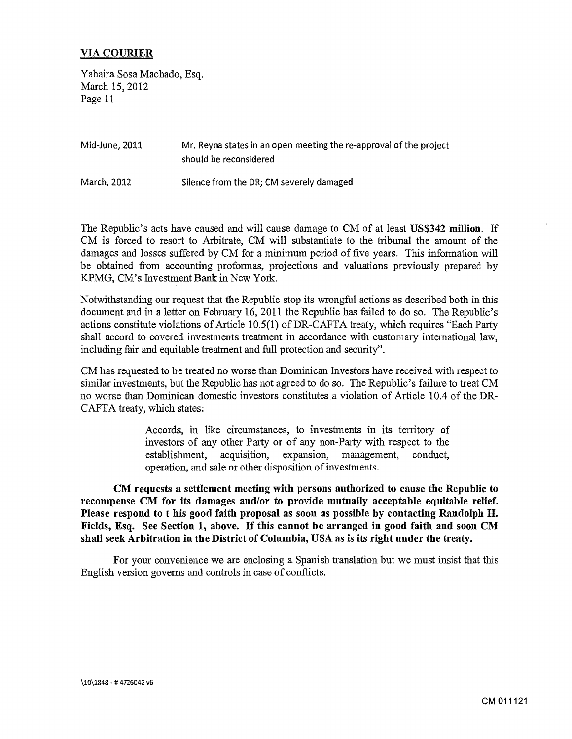| | |
|---|---|
| Mid-June, 2011 | Mr. Reyna states in an open meeting the re-approval of the project should be reconsidered |
| March, 2012 | Silence from the DR; CM severely damaged |

The Republic's acts have caused and will cause damage to CM of at least **US$342 million**. If CM is forced to resort to Arbitrate, CM will substantiate to the tribunal the amount of the damages and losses suffered by CM for a minimum period of five years. This information will be obtained from accounting proformas, projections and valuations previously prepared by KPMG, CM's Investment Bank in New York.

Notwithstanding our request that the Republic stop its wrongful actions as described both in this document and in a letter on February 16, 2011 the Republic has failed to do so. The Republic's actions constitute violations of Article 10.5(1) of DR-CAFTA treaty, which requires "Each Party shall accord to covered investments treatment in accordance with customary international law, including fair and equitable treatment and full protection and security".

CM has requested to be treated no worse than Dominican Investors have received with respect to similar investments, but the Republic has not agreed to do so. The Republic's failure to treat CM no worse than Dominican domestic investors constitutes a violation of Article 10.4 of the DR-CAFTA treaty, which states:

> Accords, in like circumstances, to investments in its territory of investors of any other Party or of any non-Party with respect to the establishment, acquisition, expansion, management, conduct, operation, and sale or other disposition of investments.

**CM requests a settlement meeting with persons authorized to cause the Republic to recompense CM for its damages and/or to provide mutually acceptable equitable relief. Please respond to t his good faith proposal as soon as possible by contacting Randolph H. Fields, Esq. See Section 1, above. If this cannot be arranged in good faith and soon CM shall seek Arbitration in the District of Columbia, USA as is its right under the treaty.**

For your convenience we are enclosing a Spanish translation but we must insist that this English version governs and controls in case of conflicts.

\10\1848 - # 4726042 v6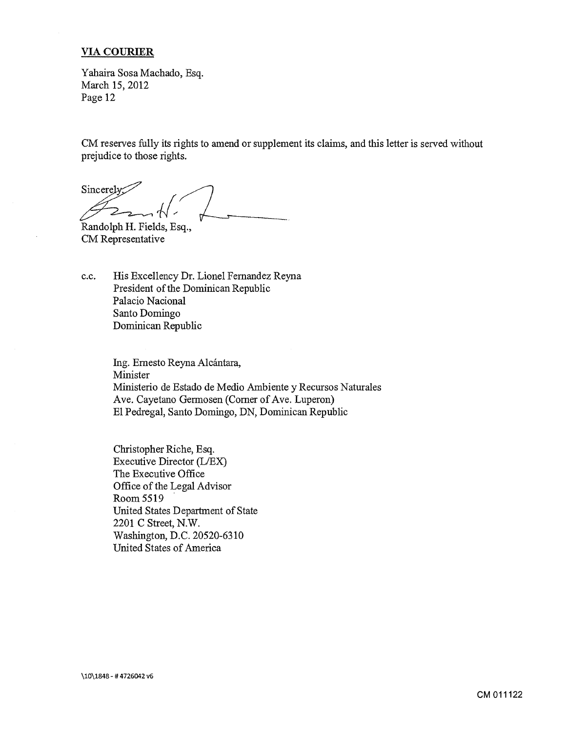**VIA COURIER**

Yahaira Sosa Machado, Esq.
March 15, 2012

CM reserves fully its rights to amend or supplement its claims, and this letter is served without prejudice to those rights.

Sincerely,

Randolph H. Fields, Esq.,
CM Representative

c.c. His Excellency Dr. Lionel Fernandez Reyna
President of the Dominican Republic
Palacio Nacional
Santo Domingo
Dominican Republic

Ing. Ernesto Reyna Alcántara,
Minister
Ministerio de Estado de Medio Ambiente y Recursos Naturales
Ave. Cayetano Germosen (Corner of Ave. Luperon)
El Pedregal, Santo Domingo, DN, Dominican Republic

Christopher Riche, Esq.
Executive Director (L/EX)
The Executive Office
Office of the Legal Advisor
Room 5519
United States Department of State
2201 C Street, N.W.
Washington, D.C. 20520-6310
United States of America

\10\1848 - # 4726042 v6

CM 011122